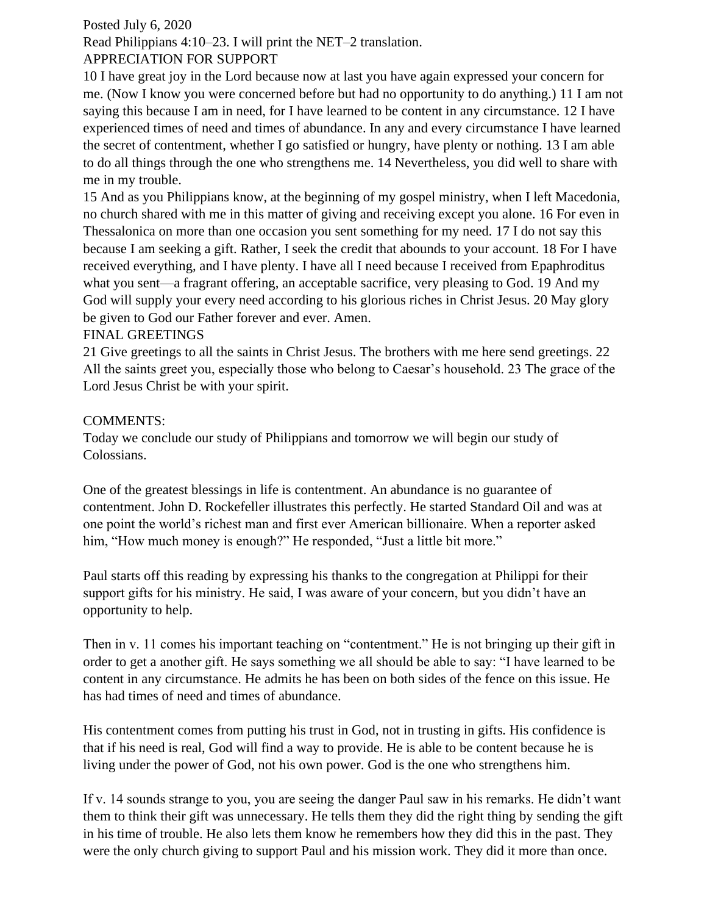Posted July 6, 2020

Read Philippians 4:10–23. I will print the NET–2 translation.

APPRECIATION FOR SUPPORT

10 I have great joy in the Lord because now at last you have again expressed your concern for me. (Now I know you were concerned before but had no opportunity to do anything.) 11 I am not saying this because I am in need, for I have learned to be content in any circumstance. 12 I have experienced times of need and times of abundance. In any and every circumstance I have learned the secret of contentment, whether I go satisfied or hungry, have plenty or nothing. 13 I am able to do all things through the one who strengthens me. 14 Nevertheless, you did well to share with me in my trouble.

15 And as you Philippians know, at the beginning of my gospel ministry, when I left Macedonia, no church shared with me in this matter of giving and receiving except you alone. 16 For even in Thessalonica on more than one occasion you sent something for my need. 17 I do not say this because I am seeking a gift. Rather, I seek the credit that abounds to your account. 18 For I have received everything, and I have plenty. I have all I need because I received from Epaphroditus what you sent—a fragrant offering, an acceptable sacrifice, very pleasing to God. 19 And my God will supply your every need according to his glorious riches in Christ Jesus. 20 May glory be given to God our Father forever and ever. Amen.

FINAL GREETINGS

21 Give greetings to all the saints in Christ Jesus. The brothers with me here send greetings. 22 All the saints greet you, especially those who belong to Caesar's household. 23 The grace of the Lord Jesus Christ be with your spirit.

COMMENTS:

Today we conclude our study of Philippians and tomorrow we will begin our study of Colossians.

One of the greatest blessings in life is contentment. An abundance is no guarantee of contentment. John D. Rockefeller illustrates this perfectly. He started Standard Oil and was at one point the world's richest man and first ever American billionaire. When a reporter asked him, "How much money is enough?" He responded, "Just a little bit more."

Paul starts off this reading by expressing his thanks to the congregation at Philippi for their support gifts for his ministry. He said, I was aware of your concern, but you didn't have an opportunity to help.

Then in v. 11 comes his important teaching on "contentment." He is not bringing up their gift in order to get a another gift. He says something we all should be able to say: "I have learned to be content in any circumstance. He admits he has been on both sides of the fence on this issue. He has had times of need and times of abundance.

His contentment comes from putting his trust in God, not in trusting in gifts. His confidence is that if his need is real, God will find a way to provide. He is able to be content because he is living under the power of God, not his own power. God is the one who strengthens him.

If v. 14 sounds strange to you, you are seeing the danger Paul saw in his remarks. He didn't want them to think their gift was unnecessary. He tells them they did the right thing by sending the gift in his time of trouble. He also lets them know he remembers how they did this in the past. They were the only church giving to support Paul and his mission work. They did it more than once.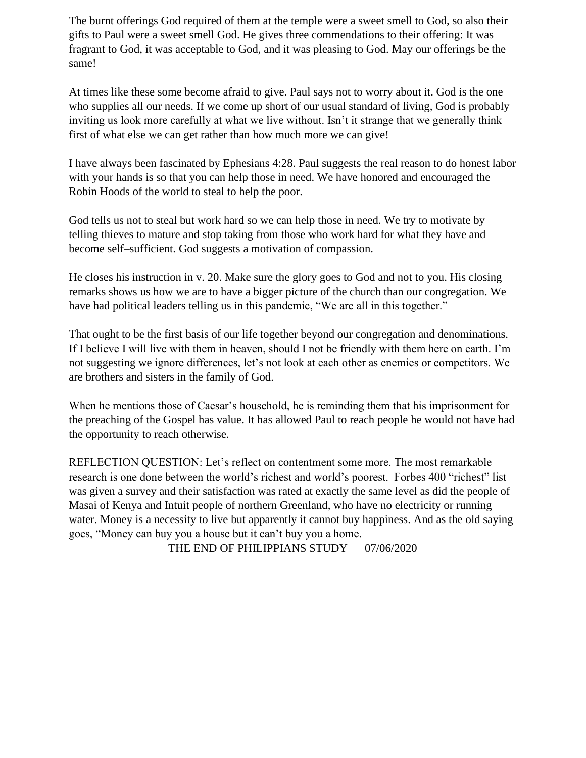The burnt offerings God required of them at the temple were a sweet smell to God, so also their gifts to Paul were a sweet smell God. He gives three commendations to their offering: It was fragrant to God, it was acceptable to God, and it was pleasing to God. May our offerings be the same!

At times like these some become afraid to give. Paul says not to worry about it. God is the one who supplies all our needs. If we come up short of our usual standard of living, God is probably inviting us look more carefully at what we live without. Isn't it strange that we generally think first of what else we can get rather than how much more we can give!

I have always been fascinated by Ephesians 4:28. Paul suggests the real reason to do honest labor with your hands is so that you can help those in need. We have honored and encouraged the Robin Hoods of the world to steal to help the poor.

God tells us not to steal but work hard so we can help those in need. We try to motivate by telling thieves to mature and stop taking from those who work hard for what they have and become self–sufficient. God suggests a motivation of compassion.

He closes his instruction in v. 20. Make sure the glory goes to God and not to you. His closing remarks shows us how we are to have a bigger picture of the church than our congregation. We have had political leaders telling us in this pandemic, "We are all in this together."

That ought to be the first basis of our life together beyond our congregation and denominations. If I believe I will live with them in heaven, should I not be friendly with them here on earth. I'm not suggesting we ignore differences, let's not look at each other as enemies or competitors. We are brothers and sisters in the family of God.

When he mentions those of Caesar's household, he is reminding them that his imprisonment for the preaching of the Gospel has value. It has allowed Paul to reach people he would not have had the opportunity to reach otherwise.

REFLECTION QUESTION: Let's reflect on contentment some more. The most remarkable research is one done between the world's richest and world's poorest. Forbes 400 "richest" list was given a survey and their satisfaction was rated at exactly the same level as did the people of Masai of Kenya and Intuit people of northern Greenland, who have no electricity or running water. Money is a necessity to live but apparently it cannot buy happiness. And as the old saying goes, "Money can buy you a house but it can't buy you a home.

THE END OF PHILIPPIANS STUDY — 07/06/2020